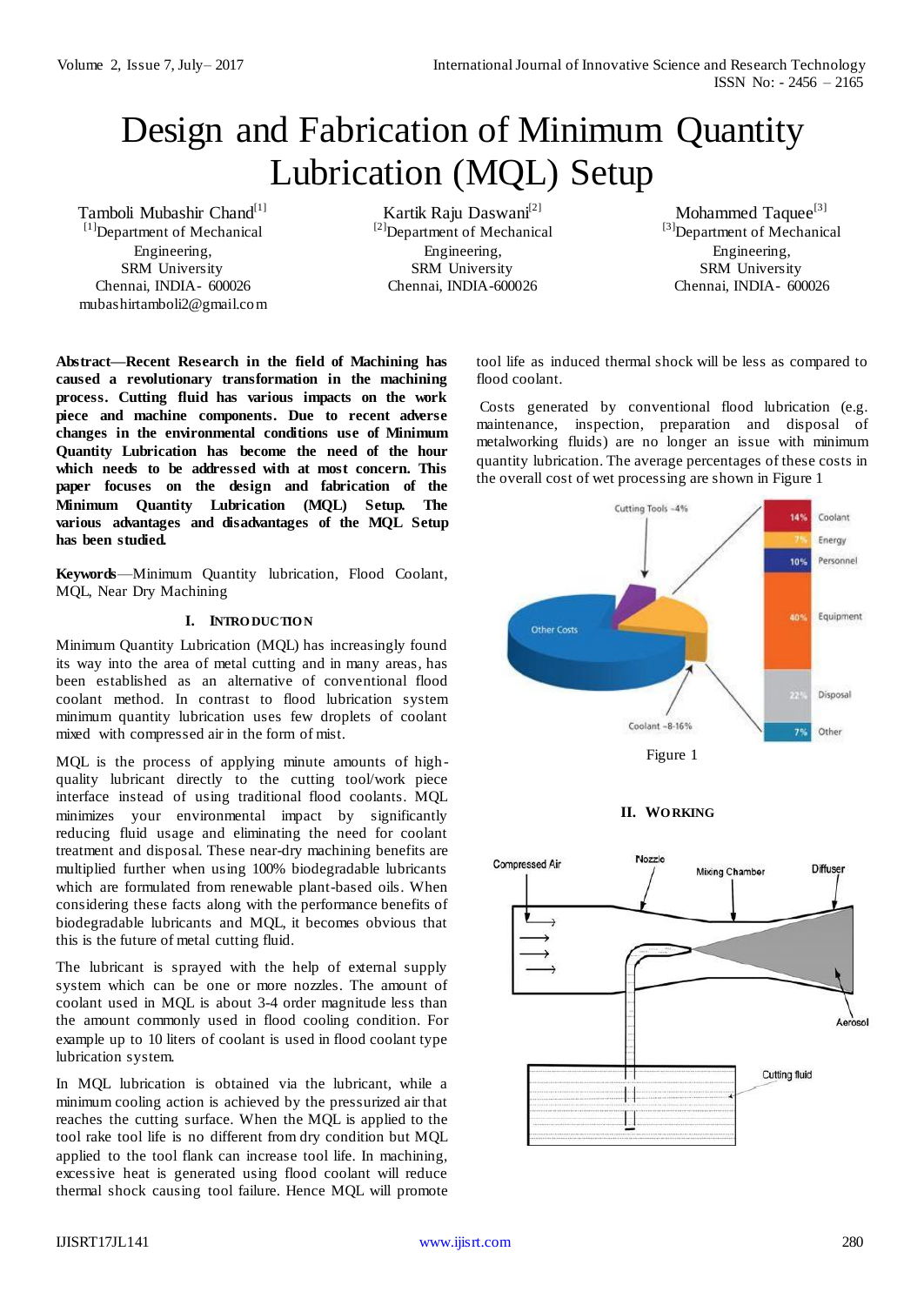# Design and Fabrication of Minimum Quantity Lubrication (MQL) Setup

Tamboli Mubashir Chand[1]
[1]Department of Mechanical Engineering,
SRM University
Chennai, INDIA- 600026
mubashirtamboli2@gmail.com

Kartik Raju Daswani[2]
[2]Department of Mechanical Engineering,
SRM University
Chennai, INDIA-600026

Mohammed Taquee[3]
[3]Department of Mechanical Engineering,
SRM University
Chennai, INDIA- 600026

**Abstract—Recent Research in the field of Machining has caused a revolutionary transformation in the machining process. Cutting fluid has various impacts on the work piece and machine components. Due to recent adverse changes in the environmental conditions use of Minimum Quantity Lubrication has become the need of the hour which needs to be addressed with at most concern. This paper focuses on the design and fabrication of the Minimum Quantity Lubrication (MQL) Setup. The various advantages and disadvantages of the MQL Setup has been studied.**

**Keywords**—Minimum Quantity lubrication, Flood Coolant, MQL, Near Dry Machining

## I. INTRODUCTION

Minimum Quantity Lubrication (MQL) has increasingly found its way into the area of metal cutting and in many areas, has been established as an alternative of conventional flood coolant method. In contrast to flood lubrication system minimum quantity lubrication uses few droplets of coolant mixed with compressed air in the form of mist.

MQL is the process of applying minute amounts of high-quality lubricant directly to the cutting tool/work piece interface instead of using traditional flood coolants. MQL minimizes your environmental impact by significantly reducing fluid usage and eliminating the need for coolant treatment and disposal. These near-dry machining benefits are multiplied further when using 100% biodegradable lubricants which are formulated from renewable plant-based oils. When considering these facts along with the performance benefits of biodegradable lubricants and MQL, it becomes obvious that this is the future of metal cutting fluid.

The lubricant is sprayed with the help of external supply system which can be one or more nozzles. The amount of coolant used in MQL is about 3-4 order magnitude less than the amount commonly used in flood cooling condition. For example up to 10 liters of coolant is used in flood coolant type lubrication system.

In MQL lubrication is obtained via the lubricant, while a minimum cooling action is achieved by the pressurized air that reaches the cutting surface. When the MQL is applied to the tool rake tool life is no different from dry condition but MQL applied to the tool flank can increase tool life. In machining, excessive heat is generated using flood coolant will reduce thermal shock causing tool failure. Hence MQL will promote tool life as induced thermal shock will be less as compared to flood coolant.

Costs generated by conventional flood lubrication (e.g. maintenance, inspection, preparation and disposal of metalworking fluids) are no longer an issue with minimum quantity lubrication. The average percentages of these costs in the overall cost of wet processing are shown in Figure 1

Figure 1

## II. WORKING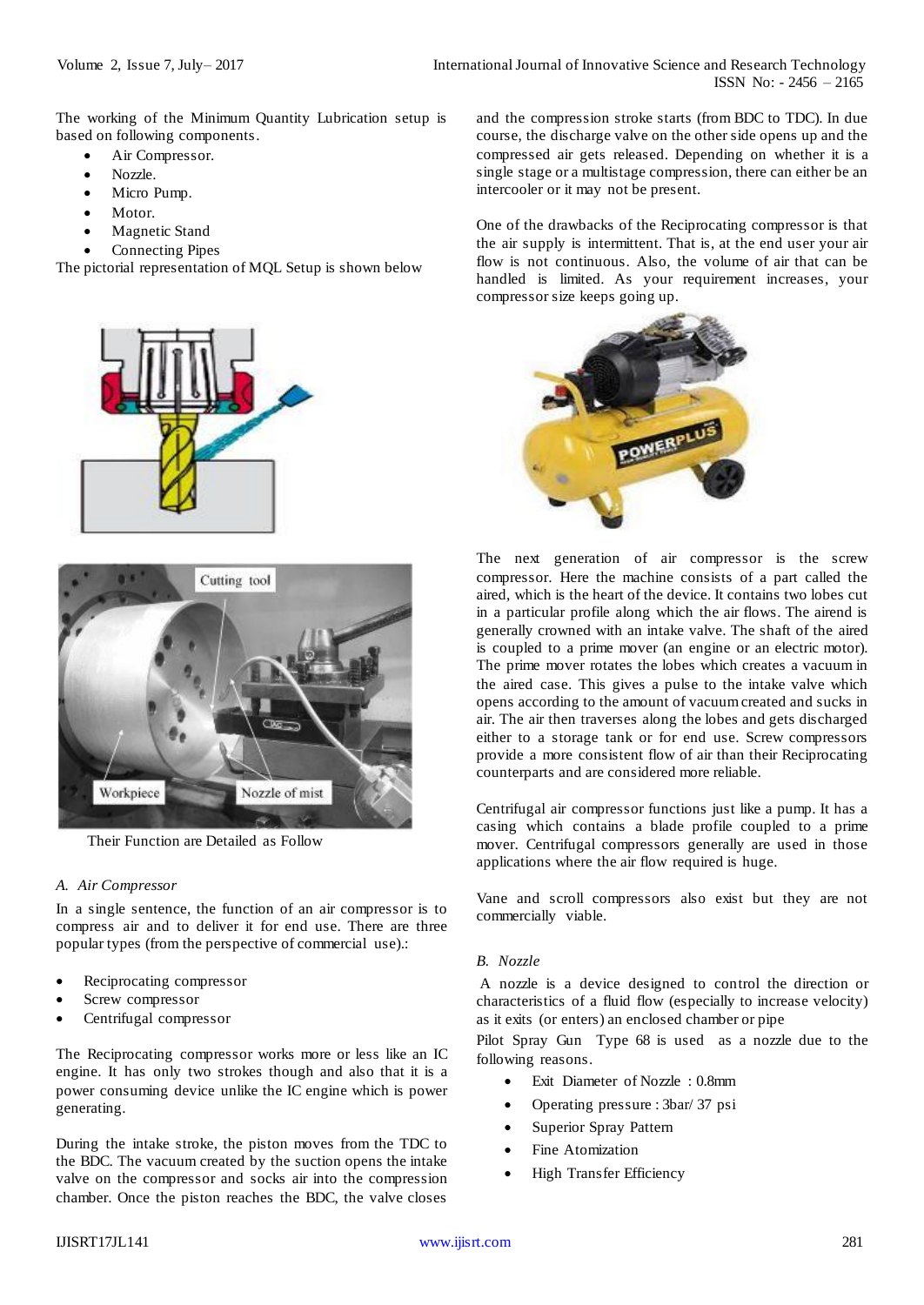The working of the Minimum Quantity Lubrication setup is based on following components.

- Air Compressor.
- Nozzle.
- Micro Pump.
- Motor.
- Magnetic Stand
- Connecting Pipes

The pictorial representation of MQL Setup is shown below

Their Function are Detailed as Follow

### A. Air Compressor

In a single sentence, the function of an air compressor is to compress air and to deliver it for end use. There are three popular types (from the perspective of commercial use).:

- Reciprocating compressor
- Screw compressor
- Centrifugal compressor

The Reciprocating compressor works more or less like an IC engine. It has only two strokes though and also that it is a power consuming device unlike the IC engine which is power generating.

During the intake stroke, the piston moves from the TDC to the BDC. The vacuum created by the suction opens the intake valve on the compressor and socks air into the compression chamber. Once the piston reaches the BDC, the valve closes and the compression stroke starts (from BDC to TDC). In due course, the discharge valve on the other side opens up and the compressed air gets released. Depending on whether it is a single stage or a multistage compression, there can either be an intercooler or it may not be present.

One of the drawbacks of the Reciprocating compressor is that the air supply is intermittent. That is, at the end user your air flow is not continuous. Also, the volume of air that can be handled is limited. As your requirement increases, your compressor size keeps going up.

The next generation of air compressor is the screw compressor. Here the machine consists of a part called the aired, which is the heart of the device. It contains two lobes cut in a particular profile along which the air flows. The airend is generally crowned with an intake valve. The shaft of the aired is coupled to a prime mover (an engine or an electric motor). The prime mover rotates the lobes which creates a vacuum in the aired case. This gives a pulse to the intake valve which opens according to the amount of vacuum created and sucks in air. The air then traverses along the lobes and gets discharged either to a storage tank or for end use. Screw compressors provide a more consistent flow of air than their Reciprocating counterparts and are considered more reliable.

Centrifugal air compressor functions just like a pump. It has a casing which contains a blade profile coupled to a prime mover. Centrifugal compressors generally are used in those applications where the air flow required is huge.

Vane and scroll compressors also exist but they are not commercially viable.

### B. Nozzle

A nozzle is a device designed to control the direction or characteristics of a fluid flow (especially to increase velocity) as it exits (or enters) an enclosed chamber or pipe

Pilot Spray Gun Type 68 is used as a nozzle due to the following reasons.

- Exit Diameter of Nozzle : 0.8mm
- Operating pressure : 3bar/ 37 psi
- Superior Spray Pattern
- Fine Atomization
- High Transfer Efficiency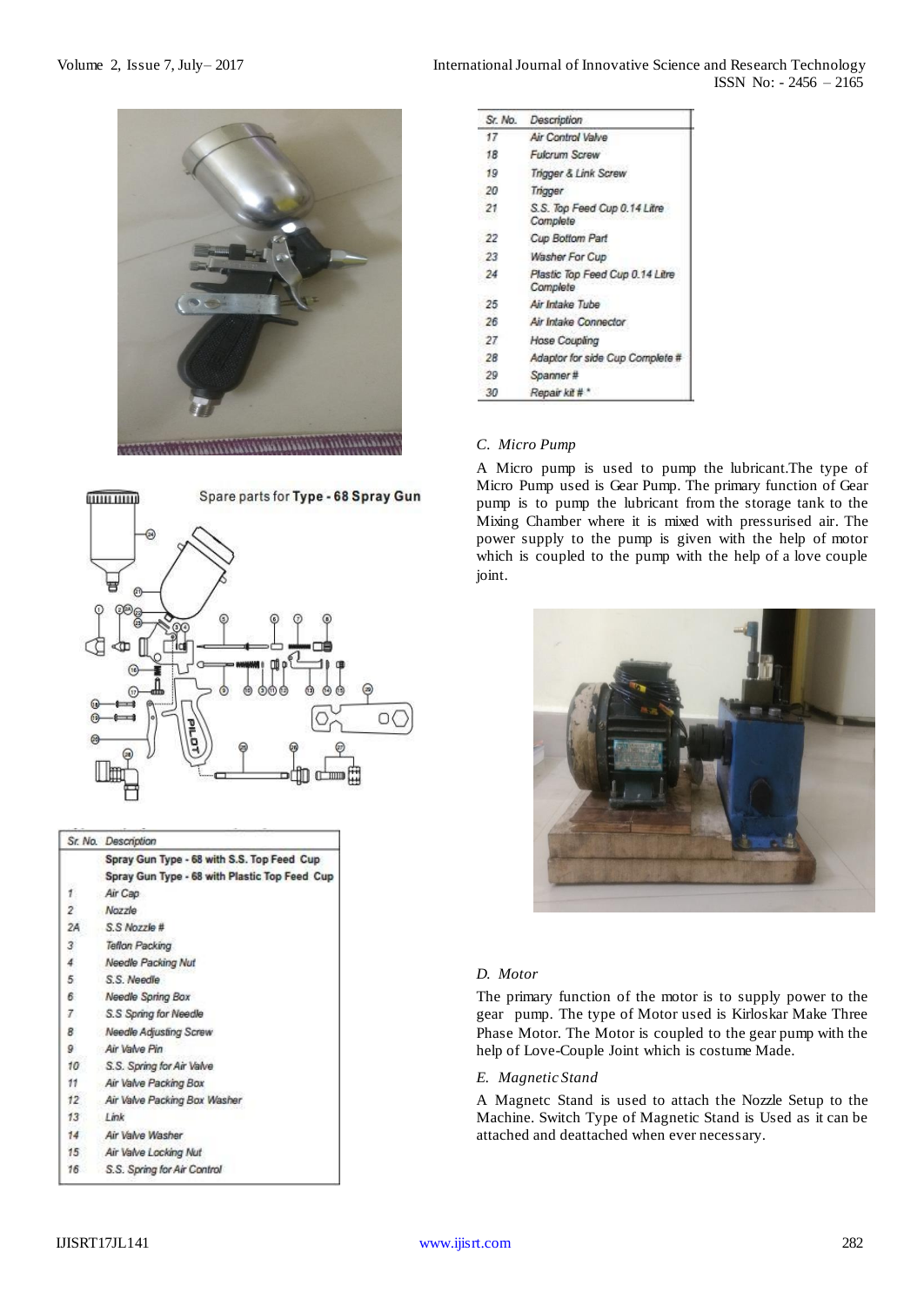Spare parts for **Type - 68 Spray Gun**

| Sr. No. | Description |
|---|---|
| | **Spray Gun Type - 68 with S.S. Top Feed Cup** |
| | **Spray Gun Type - 68 with Plastic Top Feed Cup** |
| 1 | Air Cap |
| 2 | Nozzle |
| 2A | S.S Nozzle # |
| 3 | Teflon Packing |
| 4 | Needle Packing Nut |
| 5 | S.S. Needle |
| 6 | Needle Spring Box |
| 7 | S.S Spring for Needle |
| 8 | Needle Adjusting Screw |
| 9 | Air Valve Pin |
| 10 | S.S. Spring for Air Valve |
| 11 | Air Valve Packing Box |
| 12 | Air Valve Packing Box Washer |
| 13 | Link |
| 14 | Air Valve Washer |
| 15 | Air Valve Locking Nut |
| 16 | S.S. Spring for Air Control |
| 17 | Air Control Valve |
| 18 | Fulcrum Screw |
| 19 | Trigger & Link Screw |
| 20 | Trigger |
| 21 | S.S. Top Feed Cup 0.14 Litre Complete |
| 22 | Cup Bottom Part |
| 23 | Washer For Cup |
| 24 | Plastic Top Feed Cup 0.14 Litre Complete |
| 25 | Air Intake Tube |
| 26 | Air Intake Connector |
| 27 | Hose Coupling |
| 28 | Adaptor for side Cup Complete # |
| 29 | Spanner # |
| 30 | Repair kit # * |

### *C. Micro Pump*

A Micro pump is used to pump the lubricant.The type of Micro Pump used is Gear Pump. The primary function of Gear pump is to pump the lubricant from the storage tank to the Mixing Chamber where it is mixed with pressurised air. The power supply to the pump is given with the help of motor which is coupled to the pump with the help of a love couple joint.

### *D. Motor*

The primary function of the motor is to supply power to the gear pump. The type of Motor used is Kirloskar Make Three Phase Motor. The Motor is coupled to the gear pump with the help of Love-Couple Joint which is costume Made.

### *E. Magnetic Stand*

A Magnetc Stand is used to attach the Nozzle Setup to the Machine. Switch Type of Magnetic Stand is Used as it can be attached and deattached when ever necessary.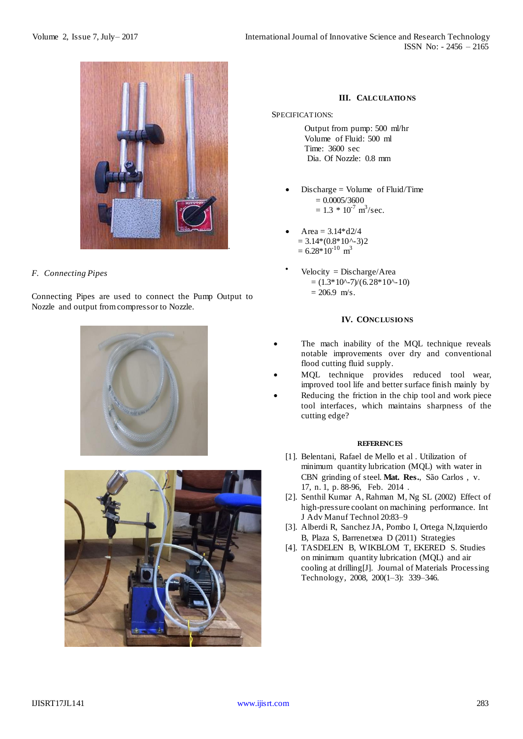### F. *Connecting Pipes*

Connecting Pipes are used to connect the Pump Output to Nozzle and output from compressor to Nozzle.

## III. CALCULATIONS

SPECIFICATIONS:

Output from pump: 500 ml/hr
Volume of Fluid: 500 ml
Time: 3600 sec
Dia. Of Nozzle: 0.8 mm

- Discharge = Volume of Fluid/Time
  = 0.0005/3600
  = $1.3 * 10^{-7}$ $m^3$/sec.
- Area = 3.14*d2/4
  = 3.14*(0.8*10^-3)2
  = $6.28*10^{-10}$ $m^3$
- Velocity = Discharge/Area
  = (1.3*10^-7)/(6.28*10^-10)
  = 206.9 m/s.

## IV. CONCLUSIONS

- The mach inability of the MQL technique reveals notable improvements over dry and conventional flood cutting fluid supply.
- MQL technique provides reduced tool wear, improved tool life and better surface finish mainly by
- Reducing the friction in the chip tool and work piece tool interfaces, which maintains sharpness of the cutting edge?

#### REFERENCES

[1]. Belentani, Rafael de Mello et al . Utilization of minimum quantity lubrication (MQL) with water in CBN grinding of steel. **Mat. Res.**, São Carlos , v. 17, n. 1, p. 88-96, Feb. 2014 .

[2]. Senthil Kumar A, Rahman M, Ng SL (2002) Effect of high-pressure coolant on machining performance. Int J Adv Manuf Technol 20:83–9

[3]. Alberdi R, Sanchez JA, Pombo I, Ortega N,Izquierdo B, Plaza S, Barrenetxea D (2011) Strategies

[4]. TASDELEN B, WIKBLOM T, EKERED S. Studies on minimum quantity lubrication (MQL) and air cooling at drilling[J]. Journal of Materials Processing Technology, 2008, 200(1–3): 339–346.